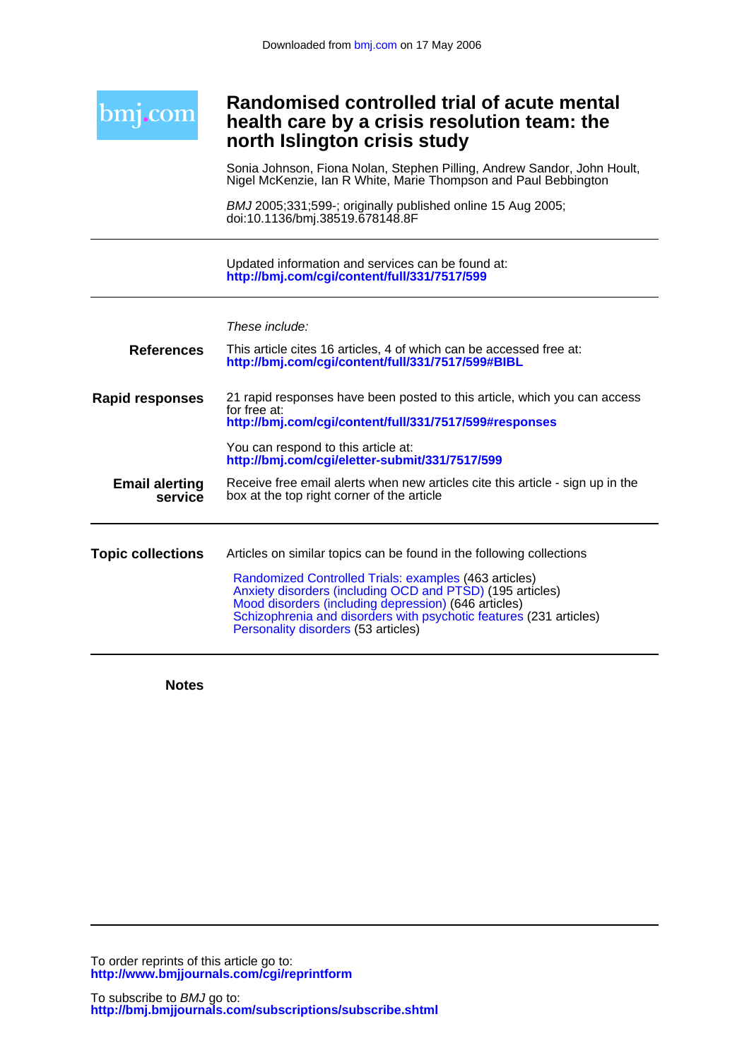Downloaded from bmj.com on 17 May 2006

bmj.com

# Randomised controlled trial of acute mental health care by a crisis resolution team: the north Islington crisis study

Sonia Johnson, Fiona Nolan, Stephen Pilling, Andrew Sandor, John Hoult, Nigel McKenzie, Ian R White, Marie Thompson and Paul Bebbington

*BMJ* 2005;331;599-; originally published online 15 Aug 2005; doi:10.1136/bmj.38519.678148.8F

Updated information and services can be found at:
**http://bmj.com/cgi/content/full/331/7517/599**

*These include:*

**References**

This article cites 16 articles, 4 of which can be accessed free at:
**http://bmj.com/cgi/content/full/331/7517/599#BIBL**

**Rapid responses**

21 rapid responses have been posted to this article, which you can access for free at:
**http://bmj.com/cgi/content/full/331/7517/599#responses**

You can respond to this article at:
**http://bmj.com/cgi/eletter-submit/331/7517/599**

**Email alerting service**

Receive free email alerts when new articles cite this article - sign up in the box at the top right corner of the article

**Topic collections**

Articles on similar topics can be found in the following collections

Randomized Controlled Trials: examples (463 articles)
Anxiety disorders (including OCD and PTSD) (195 articles)
Mood disorders (including depression) (646 articles)
Schizophrenia and disorders with psychotic features (231 articles)
Personality disorders (53 articles)

**Notes**

To order reprints of this article go to:
**http://www.bmjjournals.com/cgi/reprintform**

To subscribe to *BMJ* go to:
**http://bmj.bmjjournals.com/subscriptions/subscribe.shtml**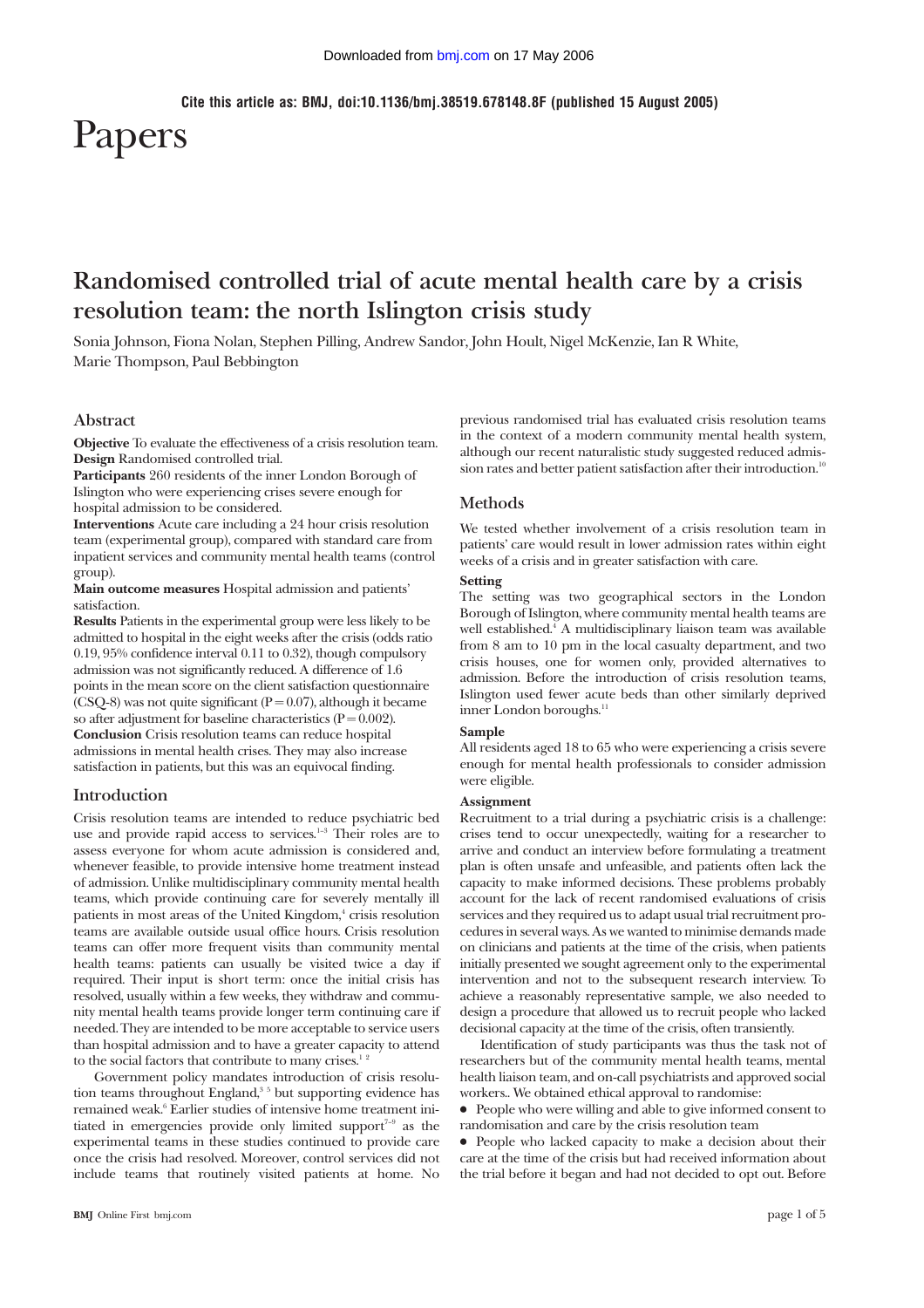Cite this article as: BMJ, doi:10.1136/bmj.38519.678148.8F (published 15 August 2005)

# Papers

## Randomised controlled trial of acute mental health care by a crisis resolution team: the north Islington crisis study

Sonia Johnson, Fiona Nolan, Stephen Pilling, Andrew Sandor, John Hoult, Nigel McKenzie, Ian R White, Marie Thompson, Paul Bebbington

### Abstract

**Objective** To evaluate the effectiveness of a crisis resolution team.

**Design** Randomised controlled trial.

**Participants** 260 residents of the inner London Borough of Islington who were experiencing crises severe enough for hospital admission to be considered.

**Interventions** Acute care including a 24 hour crisis resolution team (experimental group), compared with standard care from inpatient services and community mental health teams (control group).

**Main outcome measures** Hospital admission and patients' satisfaction.

**Results** Patients in the experimental group were less likely to be admitted to hospital in the eight weeks after the crisis (odds ratio 0.19, 95% confidence interval 0.11 to 0.32), though compulsory admission was not significantly reduced. A difference of 1.6 points in the mean score on the client satisfaction questionnaire (CSQ-8) was not quite significant ($P = 0.07$), although it became so after adjustment for baseline characteristics ($P = 0.002$).

**Conclusion** Crisis resolution teams can reduce hospital admissions in mental health crises. They may also increase satisfaction in patients, but this was an equivocal finding.

### Introduction

Crisis resolution teams are intended to reduce psychiatric bed use and provide rapid access to services.[1–3] Their roles are to assess everyone for whom acute admission is considered and, whenever feasible, to provide intensive home treatment instead of admission. Unlike multidisciplinary community mental health teams, which provide continuing care for severely mentally ill patients in most areas of the United Kingdom,[4] crisis resolution teams are available outside usual office hours. Crisis resolution teams can offer more frequent visits than community mental health teams: patients can usually be visited twice a day if required. Their input is short term: once the initial crisis has resolved, usually within a few weeks, they withdraw and community mental health teams provide longer term continuing care if needed. They are intended to be more acceptable to service users than hospital admission and to have a greater capacity to attend to the social factors that contribute to many crises.[1 2]

Government policy mandates introduction of crisis resolution teams throughout England,[3 5] but supporting evidence has remained weak.[6] Earlier studies of intensive home treatment initiated in emergencies provide only limited support[7–9] as the experimental teams in these studies continued to provide care once the crisis had resolved. Moreover, control services did not include teams that routinely visited patients at home. No previous randomised trial has evaluated crisis resolution teams in the context of a modern community mental health system, although our recent naturalistic study suggested reduced admission rates and better patient satisfaction after their introduction.[10]

### Methods

We tested whether involvement of a crisis resolution team in patients' care would result in lower admission rates within eight weeks of a crisis and in greater satisfaction with care.

#### Setting

The setting was two geographical sectors in the London Borough of Islington, where community mental health teams are well established.[4] A multidisciplinary liaison team was available from 8 am to 10 pm in the local casualty department, and two crisis houses, one for women only, provided alternatives to admission. Before the introduction of crisis resolution teams, Islington used fewer acute beds than other similarly deprived inner London boroughs.[11]

#### Sample

All residents aged 18 to 65 who were experiencing a crisis severe enough for mental health professionals to consider admission were eligible.

#### Assignment

Recruitment to a trial during a psychiatric crisis is a challenge: crises tend to occur unexpectedly, waiting for a researcher to arrive and conduct an interview before formulating a treatment plan is often unsafe and unfeasible, and patients often lack the capacity to make informed decisions. These problems probably account for the lack of recent randomised evaluations of crisis services and they required us to adapt usual trial recruitment procedures in several ways. As we wanted to minimise demands made on clinicians and patients at the time of the crisis, when patients initially presented we sought agreement only to the experimental intervention and not to the subsequent research interview. To achieve a reasonably representative sample, we also needed to design a procedure that allowed us to recruit people who lacked decisional capacity at the time of the crisis, often transiently.

Identification of study participants was thus the task not of researchers but of the community mental health teams, mental health liaison team, and on-call psychiatrists and approved social workers.. We obtained ethical approval to randomise:

- People who were willing and able to give informed consent to randomisation and care by the crisis resolution team
- People who lacked capacity to make a decision about their care at the time of the crisis but had received information about the trial before it began and had not decided to opt out. Before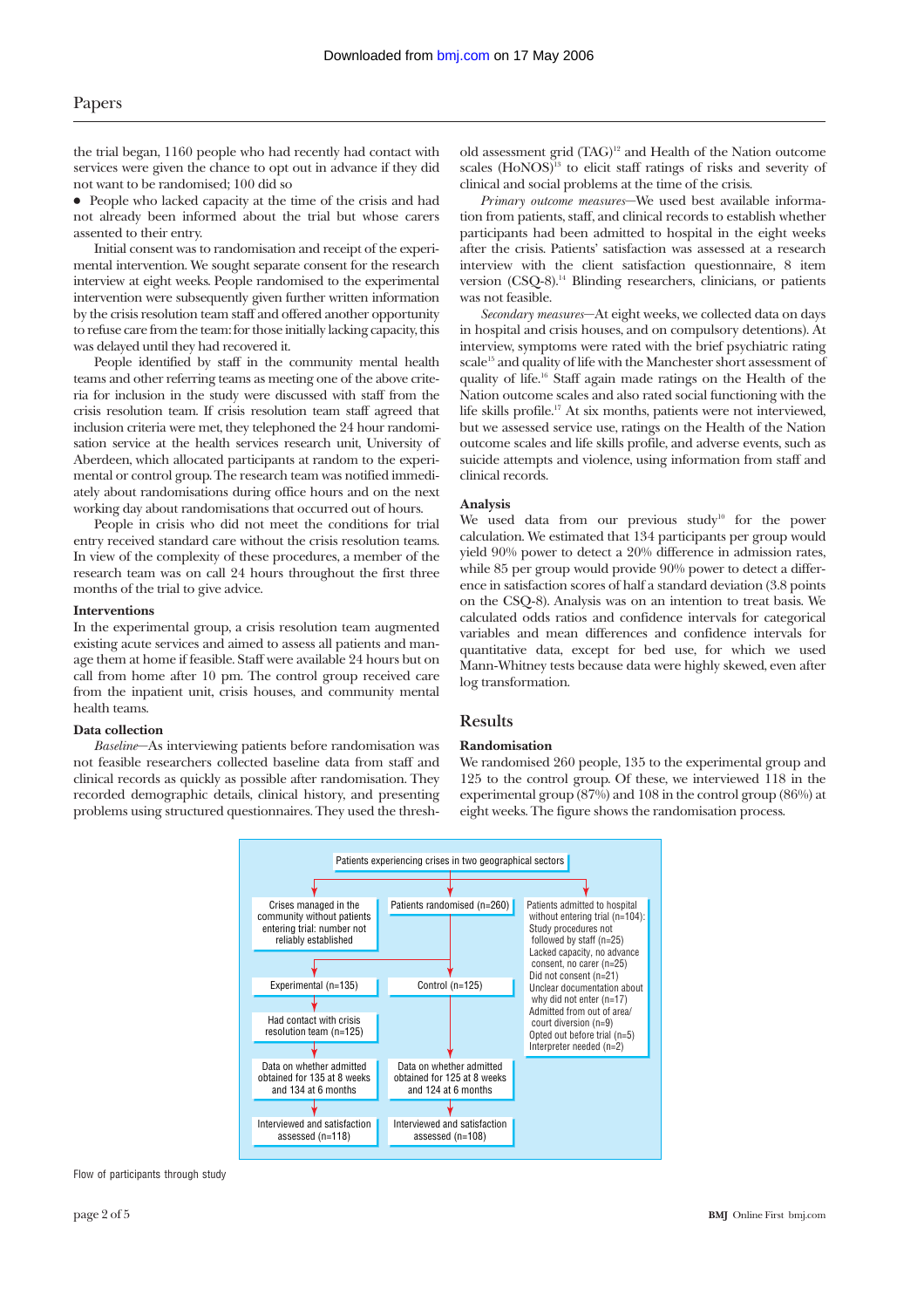the trial began, 1160 people who had recently had contact with services were given the chance to opt out in advance if they did not want to be randomised; 100 did so

- People who lacked capacity at the time of the crisis and had not already been informed about the trial but whose carers assented to their entry.

Initial consent was to randomisation and receipt of the experimental intervention. We sought separate consent for the research interview at eight weeks. People randomised to the experimental intervention were subsequently given further written information by the crisis resolution team staff and offered another opportunity to refuse care from the team: for those initially lacking capacity, this was delayed until they had recovered it.

People identified by staff in the community mental health teams and other referring teams as meeting one of the above criteria for inclusion in the study were discussed with staff from the crisis resolution team. If crisis resolution team staff agreed that inclusion criteria were met, they telephoned the 24 hour randomisation service at the health services research unit, University of Aberdeen, which allocated participants at random to the experimental or control group. The research team was notified immediately about randomisations during office hours and on the next working day about randomisations that occurred out of hours.

People in crisis who did not meet the conditions for trial entry received standard care without the crisis resolution teams. In view of the complexity of these procedures, a member of the research team was on call 24 hours throughout the first three months of the trial to give advice.

### Interventions

In the experimental group, a crisis resolution team augmented existing acute services and aimed to assess all patients and manage them at home if feasible. Staff were available 24 hours but on call from home after 10 pm. The control group received care from the inpatient unit, crisis houses, and community mental health teams.

### Data collection

*Baseline*—As interviewing patients before randomisation was not feasible researchers collected baseline data from staff and clinical records as quickly as possible after randomisation. They recorded demographic details, clinical history, and presenting problems using structured questionnaires. They used the threshold assessment grid (TAG)[12] and Health of the Nation outcome scales (HoNOS)[13] to elicit staff ratings of risks and severity of clinical and social problems at the time of the crisis.

*Primary outcome measures*—We used best available information from patients, staff, and clinical records to establish whether participants had been admitted to hospital in the eight weeks after the crisis. Patients' satisfaction was assessed at a research interview with the client satisfaction questionnaire, 8 item version (CSQ-8).[14] Blinding researchers, clinicians, or patients was not feasible.

*Secondary measures*—At eight weeks, we collected data on days in hospital and crisis houses, and on compulsory detentions). At interview, symptoms were rated with the brief psychiatric rating scale[15] and quality of life with the Manchester short assessment of quality of life.[16] Staff again made ratings on the Health of the Nation outcome scales and also rated social functioning with the life skills profile.[17] At six months, patients were not interviewed, but we assessed service use, ratings on the Health of the Nation outcome scales and life skills profile, and adverse events, such as suicide attempts and violence, using information from staff and clinical records.

### Analysis

We used data from our previous study[10] for the power calculation. We estimated that 134 participants per group would yield 90% power to detect a 20% difference in admission rates, while 85 per group would provide 90% power to detect a difference in satisfaction scores of half a standard deviation (3.8 points on the CSQ-8). Analysis was on an intention to treat basis. We calculated odds ratios and confidence intervals for categorical variables and mean differences and confidence intervals for quantitative data, except for bed use, for which we used Mann-Whitney tests because data were highly skewed, even after log transformation.

## Results

### Randomisation

We randomised 260 people, 135 to the experimental group and 125 to the control group. Of these, we interviewed 118 in the experimental group (87%) and 108 in the control group (86%) at eight weeks. The figure shows the randomisation process.

Patients experiencing crises in two geographical sectors

Crises managed in the community without patients entering trial: number not reliably established

Patients randomised (n=260)

Patients admitted to hospital without entering trial (n=104):
Study procedures not followed by staff (n=25)
Lacked capacity, no advance consent, no carer (n=25)
Did not consent (n=21)
Unclear documentation about why did not enter (n=17)
Admitted from out of area/court diversion (n=9)
Opted out before trial (n=5)
Interpreter needed (n=2)

Experimental (n=135)

Control (n=125)

Had contact with crisis resolution team (n=125)

Data on whether admitted obtained for 135 at 8 weeks and 134 at 6 months

Data on whether admitted obtained for 125 at 8 weeks and 124 at 6 months

Interviewed and satisfaction assessed (n=118)

Interviewed and satisfaction assessed (n=108)

Flow of participants through study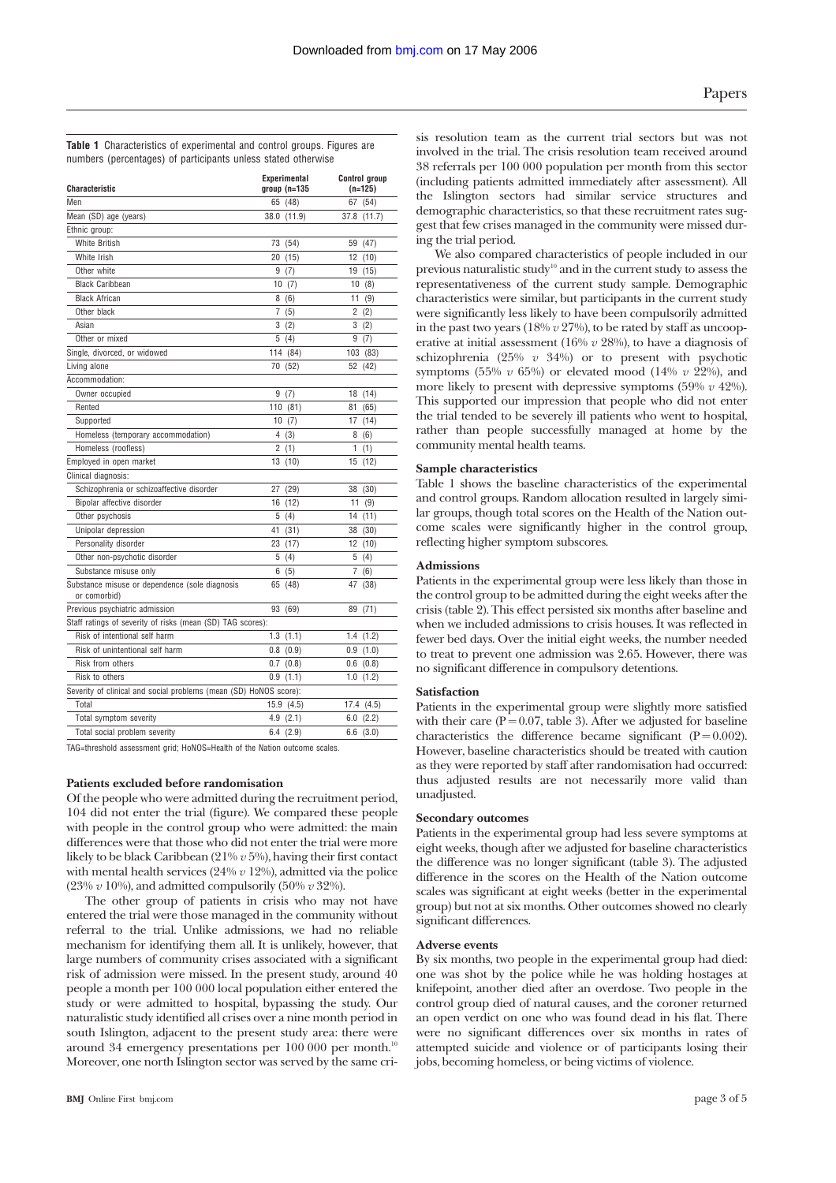**Table 1** Characteristics of experimental and control groups. Figures are numbers (percentages) of participants unless stated otherwise

| Characteristic | Experimental group (n=135 | Control group (n=125) |
|---|---|---|
| Men | 65 (48) | 67 (54) |
| Mean (SD) age (years) | 38.0 (11.9) | 37.8 (11.7) |
| Ethnic group: | | |
| White British | 73 (54) | 59 (47) |
| White Irish | 20 (15) | 12 (10) |
| Other white | 9 (7) | 19 (15) |
| Black Caribbean | 10 (7) | 10 (8) |
| Black African | 8 (6) | 11 (9) |
| Other black | 7 (5) | 2 (2) |
| Asian | 3 (2) | 3 (2) |
| Other or mixed | 5 (4) | 9 (7) |
| Single, divorced, or widowed | 114 (84) | 103 (83) |
| Living alone | 70 (52) | 52 (42) |
| Accommodation: | | |
| Owner occupied | 9 (7) | 18 (14) |
| Rented | 110 (81) | 81 (65) |
| Supported | 10 (7) | 17 (14) |
| Homeless (temporary accommodation) | 4 (3) | 8 (6) |
| Homeless (roofless) | 2 (1) | 1 (1) |
| Employed in open market | 13 (10) | 15 (12) |
| Clinical diagnosis: | | |
| Schizophrenia or schizoaffective disorder | 27 (29) | 38 (30) |
| Bipolar affective disorder | 16 (12) | 11 (9) |
| Other psychosis | 5 (4) | 14 (11) |
| Unipolar depression | 41 (31) | 38 (30) |
| Personality disorder | 23 (17) | 12 (10) |
| Other non-psychotic disorder | 5 (4) | 5 (4) |
| Substance misuse only | 6 (5) | 7 (6) |
| Substance misuse or dependence (sole diagnosis or comorbid) | 65 (48) | 47 (38) |
| Previous psychiatric admission | 93 (69) | 89 (71) |
| Staff ratings of severity of risks (mean (SD) TAG scores): | | |
| Risk of intentional self harm | 1.3 (1.1) | 1.4 (1.2) |
| Risk of unintentional self harm | 0.8 (0.9) | 0.9 (1.0) |
| Risk from others | 0.7 (0.8) | 0.6 (0.8) |
| Risk to others | 0.9 (1.1) | 1.0 (1.2) |
| Severity of clinical and social problems (mean (SD) HoNOS score): | | |
| Total | 15.9 (4.5) | 17.4 (4.5) |
| Total symptom severity | 4.9 (2.1) | 6.0 (2.2) |
| Total social problem severity | 6.4 (2.9) | 6.6 (3.0) |

TAG=threshold assessment grid; HoNOS=Health of the Nation outcome scales.

### Patients excluded before randomisation

Of the people who were admitted during the recruitment period, 104 did not enter the trial (figure). We compared these people with people in the control group who were admitted: the main differences were that those who did not enter the trial were more likely to be black Caribbean (21% *v* 5%), having their first contact with mental health services (24% *v* 12%), admitted via the police (23% *v* 10%), and admitted compulsorily (50% *v* 32%).

The other group of patients in crisis who may not have entered the trial were those managed in the community without referral to the trial. Unlike admissions, we had no reliable mechanism for identifying them all. It is unlikely, however, that large numbers of community crises associated with a significant risk of admission were missed. In the present study, around 40 people a month per 100 000 local population either entered the study or were admitted to hospital, bypassing the study. Our naturalistic study identified all crises over a nine month period in south Islington, adjacent to the present study area: there were around 34 emergency presentations per 100 000 per month.[10] Moreover, one north Islington sector was served by the same crisis resolution team as the current trial sectors but was not involved in the trial. The crisis resolution team received around 38 referrals per 100 000 population per month from this sector (including patients admitted immediately after assessment). All the Islington sectors had similar service structures and demographic characteristics, so that these recruitment rates suggest that few crises managed in the community were missed during the trial period.

We also compared characteristics of people included in our previous naturalistic study[10] and in the current study to assess the representativeness of the current study sample. Demographic characteristics were similar, but participants in the current study were significantly less likely to have been compulsorily admitted in the past two years (18% *v* 27%), to be rated by staff as uncooperative at initial assessment (16% *v* 28%), to have a diagnosis of schizophrenia (25% *v* 34%) or to present with psychotic symptoms (55% *v* 65%) or elevated mood (14% *v* 22%), and more likely to present with depressive symptoms (59% *v* 42%). This supported our impression that people who did not enter the trial tended to be severely ill patients who went to hospital, rather than people successfully managed at home by the community mental health teams.

### Sample characteristics

Table 1 shows the baseline characteristics of the experimental and control groups. Random allocation resulted in largely similar groups, though total scores on the Health of the Nation outcome scales were significantly higher in the control group, reflecting higher symptom subscores.

### Admissions

Patients in the experimental group were less likely than those in the control group to be admitted during the eight weeks after the crisis (table 2). This effect persisted six months after baseline and when we included admissions to crisis houses. It was reflected in fewer bed days. Over the initial eight weeks, the number needed to treat to prevent one admission was 2.65. However, there was no significant difference in compulsory detentions.

### Satisfaction

Patients in the experimental group were slightly more satisfied with their care ($P = 0.07$, table 3). After we adjusted for baseline characteristics the difference became significant ($P = 0.002$). However, baseline characteristics should be treated with caution as they were reported by staff after randomisation had occurred: thus adjusted results are not necessarily more valid than unadjusted.

### Secondary outcomes

Patients in the experimental group had less severe symptoms at eight weeks, though after we adjusted for baseline characteristics the difference was no longer significant (table 3). The adjusted difference in the scores on the Health of the Nation outcome scales was significant at eight weeks (better in the experimental group) but not at six months. Other outcomes showed no clearly significant differences.

### Adverse events

By six months, two people in the experimental group had died: one was shot by the police while he was holding hostages at knifepoint, another died after an overdose. Two people in the control group died of natural causes, and the coroner returned an open verdict on one who was found dead in his flat. There were no significant differences over six months in rates of attempted suicide and violence or of participants losing their jobs, becoming homeless, or being victims of violence.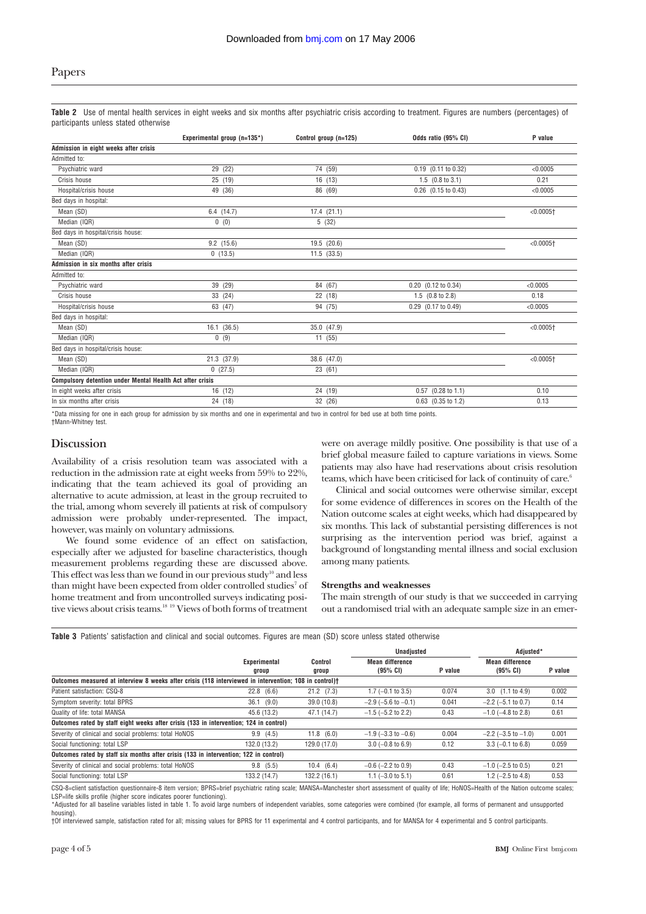**Table 2** Use of mental health services in eight weeks and six months after psychiatric crisis according to treatment. Figures are numbers (percentages) of participants unless stated otherwise

| | Experimental group (n=135*) | Control group (n=125) | Odds ratio (95% CI) | P value |
|---|---|---|---|---|
| **Admission in eight weeks after crisis** | | | | |
| Admitted to: | | | | |
| Psychiatric ward | 29 (22) | 74 (59) | 0.19 (0.11 to 0.32) | <0.0005 |
| Crisis house | 25 (19) | 16 (13) | 1.5 (0.8 to 3.1) | 0.21 |
| Hospital/crisis house | 49 (36) | 86 (69) | 0.26 (0.15 to 0.43) | <0.0005 |
| Bed days in hospital: | | | | |
| Mean (SD) | 6.4 (14.7) | 17.4 (21.1) | | <0.0005† |
| Median (IQR) | 0 (0) | 5 (32) | | |
| Bed days in hospital/crisis house: | | | | |
| Mean (SD) | 9.2 (15.6) | 19.5 (20.6) | | <0.0005† |
| Median (IQR) | 0 (13.5) | 11.5 (33.5) | | |
| **Admission in six months after crisis** | | | | |
| Admitted to: | | | | |
| Psychiatric ward | 39 (29) | 84 (67) | 0.20 (0.12 to 0.34) | <0.0005 |
| Crisis house | 33 (24) | 22 (18) | 1.5 (0.8 to 2.8) | 0.18 |
| Hospital/crisis house | 63 (47) | 94 (75) | 0.29 (0.17 to 0.49) | <0.0005 |
| Bed days in hospital: | | | | |
| Mean (SD) | 16.1 (36.5) | 35.0 (47.9) | | <0.0005† |
| Median (IQR) | 0 (9) | 11 (55) | | |
| Bed days in hospital/crisis house: | | | | |
| Mean (SD) | 21.3 (37.9) | 38.6 (47.0) | | <0.0005† |
| Median (IQR) | 0 (27.5) | 23 (61) | | |
| **Compulsory detention under Mental Health Act after crisis** | | | | |
| In eight weeks after crisis | 16 (12) | 24 (19) | 0.57 (0.28 to 1.1) | 0.10 |
| In six months after crisis | 24 (18) | 32 (26) | 0.63 (0.35 to 1.2) | 0.13 |

*Data missing for one in each group for admission by six months and one in experimental and two in control for bed use at both time points.
†Mann-Whitney test.

## Discussion

Availability of a crisis resolution team was associated with a reduction in the admission rate at eight weeks from 59% to 22%, indicating that the team achieved its goal of providing an alternative to acute admission, at least in the group recruited to the trial, among whom severely ill patients at risk of compulsory admission were probably under-represented. The impact, however, was mainly on voluntary admissions.

We found some evidence of an effect on satisfaction, especially after we adjusted for baseline characteristics, though measurement problems regarding these are discussed above. This effect was less than we found in our previous study[10] and less than might have been expected from older controlled studies[7] of home treatment and from uncontrolled surveys indicating positive views about crisis teams.[18 19] Views of both forms of treatment were on average mildly positive. One possibility is that use of a brief global measure failed to capture variations in views. Some patients may also have had reservations about crisis resolution teams, which have been criticised for lack of continuity of care.[6]

Clinical and social outcomes were otherwise similar, except for some evidence of differences in scores on the Health of the Nation outcome scales at eight weeks, which had disappeared by six months. This lack of substantial persisting differences is not surprising as the intervention period was brief, against a background of longstanding mental illness and social exclusion among many patients.

### Strengths and weaknesses

The main strength of our study is that we succeeded in carrying out a randomised trial with an adequate sample size in an emer-

**Table 3** Patients' satisfaction and clinical and social outcomes. Figures are mean (SD) score unless stated otherwise

| | Experimental group | Control group | Unadjusted: Mean difference (95% CI) | Unadjusted: P value | Adjusted*: Mean difference (95% CI) | Adjusted*: P value |
|---|---|---|---|---|---|---|
| **Outcomes measured at interview 8 weeks after crisis (118 interviewed in intervention; 108 in control)†** | | | | | | |
| Patient satisfaction: CSQ-8 | 22.8 (6.6) | 21.2 (7.3) | 1.7 (−0.1 to 3.5) | 0.074 | 3.0 (1.1 to 4.9) | 0.002 |
| Symptom severity: total BPRS | 36.1 (9.0) | 39.0 (10.8) | −2.9 (−5.6 to −0.1) | 0.041 | −2.2 (−5.1 to 0.7) | 0.14 |
| Quality of life: total MANSA | 45.6 (13.2) | 47.1 (14.7) | −1.5 (−5.2 to 2.2) | 0.43 | −1.0 (−4.8 to 2.8) | 0.61 |
| **Outcomes rated by staff eight weeks after crisis (133 in intervention; 124 in control)** | | | | | | |
| Severity of clinical and social problems: total HoNOS | 9.9 (4.5) | 11.8 (6.0) | −1.9 (−3.3 to −0.6) | 0.004 | −2.2 (−3.5 to −1.0) | 0.001 |
| Social functioning: total LSP | 132.0 (13.2) | 129.0 (17.0) | 3.0 (−0.8 to 6.9) | 0.12 | 3.3 (−0.1 to 6.8) | 0.059 |
| **Outcomes rated by staff six months after crisis (133 in intervention; 122 in control)** | | | | | | |
| Severity of clinical and social problems: total HoNOS | 9.8 (5.5) | 10.4 (6.4) | −0.6 (−2.2 to 0.9) | 0.43 | −1.0 (−2.5 to 0.5) | 0.21 |
| Social functioning: total LSP | 133.2 (14.7) | 132.2 (16.1) | 1.1 (−3.0 to 5.1) | 0.61 | 1.2 (−2.5 to 4.8) | 0.53 |

CSQ-8=client satisfaction questionnaire-8 item version; BPRS=brief psychiatric rating scale; MANSA=Manchester short assessment of quality of life; HoNOS=Health of the Nation outcome scales; LSP=life skills profile (higher score indicates poorer functioning).
*Adjusted for all baseline variables listed in table 1. To avoid large numbers of independent variables, some categories were combined (for example, all forms of permanent and unsupported housing).
†Of interviewed sample, satisfaction rated for all; missing values for BPRS for 11 experimental and 4 control participants, and for MANSA for 4 experimental and 5 control participants.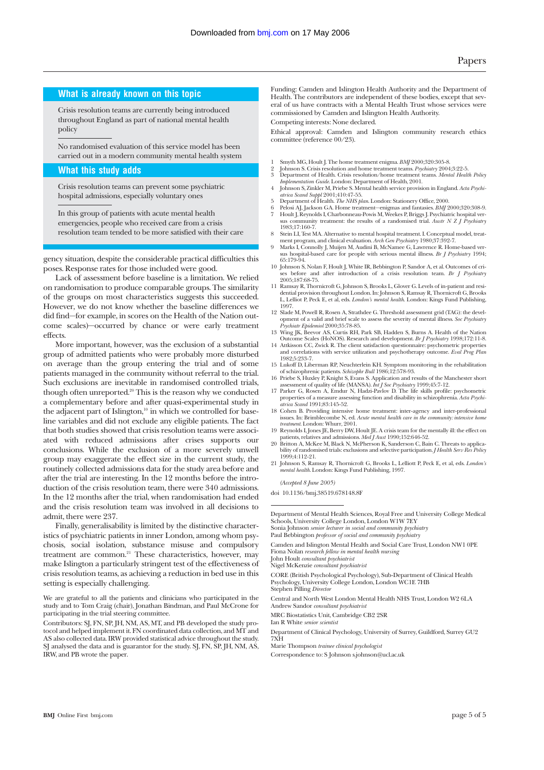## What is already known on this topic

Crisis resolution teams are currently being introduced throughout England as part of national mental health policy

No randomised evaluation of this service model has been carried out in a modern community mental health system

## What this study adds

Crisis resolution teams can prevent some psychiatric hospital admissions, especially voluntary ones

In this group of patients with acute mental health emergencies, people who received care from a crisis resolution team tended to be more satisfied with their care

gency situation, despite the considerable practical difficulties this poses. Response rates for those included were good.

Lack of assessment before baseline is a limitation. We relied on randomisation to produce comparable groups. The similarity of the groups on most characteristics suggests this succeeded. However, we do not know whether the baseline differences we did find—for example, in scores on the Health of the Nation outcome scales—occurred by chance or were early treatment effects.

More important, however, was the exclusion of a substantial group of admitted patients who were probably more disturbed on average than the group entering the trial and of some patients managed in the community without referral to the trial. Such exclusions are inevitable in randomised controlled trials, though often unreported.[20] This is the reason why we conducted a complementary before and after quasi-experimental study in the adjacent part of Islington,[10] in which we controlled for baseline variables and did not exclude any eligible patients. The fact that both studies showed that crisis resolution teams were associated with reduced admissions after crises supports our conclusions. While the exclusion of a more severely unwell group may exaggerate the effect size in the current study, the routinely collected admissions data for the study area before and after the trial are interesting. In the 12 months before the introduction of the crisis resolution team, there were 340 admissions. In the 12 months after the trial, when randomisation had ended and the crisis resolution team was involved in all decisions to admit, there were 237.

Finally, generalisability is limited by the distinctive characteristics of psychiatric patients in inner London, among whom psychosis, social isolation, substance misuse and compulsory treatment are common.[21] These characteristics, however, may make Islington a particularly stringent test of the effectiveness of crisis resolution teams, as achieving a reduction in bed use in this setting is especially challenging.

We are grateful to all the patients and clinicians who participated in the study and to Tom Craig (chair), Jonathan Bindman, and Paul McCrone for participating in the trial steering committee.

Contributors: SJ, FN, SP, JH, NM, AS, MT, and PB developed the study protocol and helped implement it. FN coordinated data collection, and MT and AS also collected data. IRW provided statistical advice throughout the study. SJ analysed the data and is guarantor for the study. SJ, FN, SP, JH, NM, AS, IRW, and PB wrote the paper.

Funding: Camden and Islington Health Authority and the Department of Health. The contributors are independent of these bodies, except that several of us have contracts with a Mental Health Trust whose services were commissioned by Camden and Islington Health Authority.

Competing interests: None declared.

Ethical approval: Camden and Islington community research ethics committee (reference 00/23).

1. Smyth MG, Hoult J. The home treatment enigma. *BMJ* 2000;320:305-8.
2. Johnson S. Crisis resolution and home treatment teams. *Psychiatry* 2004;3:22-5.
3. Department of Health. Crisis resolution/home treatment teams. *Mental Health Policy Implementation Guide*. London: Department of Health, 2001.
4. Johnson S, Zinkler M, Priebe S. Mental health service provision in England. *Acta Psychiatrica Scand Suppl* 2001;410:47-55.
5. Department of Health. *The NHS plan*. London: Stationery Office, 2000.
6. Pelosi AJ, Jackson GA. Home treatment—enigmas and fantasies. *BMJ* 2000;320:308-9.
7. Hoult J, Reynolds I, Charbonneau-Powis M, Weekes P, Briggs J. Psychiatric hospital versus community treatment: the results of a randomised trial. *Austr N Z J Psychiatry* 1983;17:160-7.
8. Stein LI, Test MA. Alternative to mental hospital treatment. I. Conceptual model, treatment program, and clinical evaluation. *Arch Gen Psychiatry* 1980;37:392-7.
9. Marks I, Connolly J, Muijen M, Audini B, McNamee G, Lawrence R. Home-based versus hospital-based care for people with serious mental illness. *Br J Psychiatry* 1994; 65:179-94.
10. Johnson S, Nolan F, Hoult J, White IR, Bebbington P, Sandor A, et al. Outcomes of crises before and after introduction of a crisis resolution team. *Br J Psychiatry* 2005;187:68-75.
11. Ramsay R, Thornicroft G, Johnson S, Brooks L, Glover G. Levels of in-patient and residential provision throughout London. In: Johnson S, Ramsay R, Thornicroft G, Brooks L, Lelliot P, Peck E, et al, eds. *London's mental health*. London: Kings Fund Publishing, 1997.
12. Slade M, Powell R, Rosen A, Strathdee G. Threshold assessment grid (TAG): the development of a valid and brief scale to assess the severity of mental illness. *Soc Psychiatry Psychiatr Epidemiol* 2000;35:78-85.
13. Wing JK, Beevor AS, Curtis RH, Park SB, Hadden S, Burns A. Health of the Nation Outcome Scales (HoNOS). Research and development. *Br J Psychiatry* 1998;172:11-8.
14. Attkisson CC, Zwick R. The client satisfaction questionnaire: psychometric properties and correlations with service utilization and psychotherapy outcome. *Eval Prog Plan* 1982;5:233-7.
15. Lukoff D, Liberman RP, Neuchterlein KH. Symptom monitoring in the rehabilitation of schizophrenic patients. *Schizophr Bull* 1986;12:578-93.
16. Priebe S, Huxley P, Knight S, Evans S. Application and results of the Manchester short assessment of quality of life (MANSA). *Int J Soc Psychiatry* 1999;45:7-12.
17. Parker G, Rosen A, Emdur N, Hadzi-Pavlov D. The life skills profile: psychometric properties of a measure assessing function and disability in schizophrenia. *Acta Psychiatrica Scand* 1991;83:145-52.
18. Cohen B. Providing intensive home treatment: inter-agency and inter-professional issues. In: Brimblecombe N, ed. *Acute mental health care in the community: intensive home treatment*. London: Whurr, 2001.
19. Reynolds I, Jones JE, Berry DW, Hoult JE. A crisis team for the mentally ill: the effect on patients, relatives and admissions. *Med J Aust* 1990;152:646-52.
20. Britton A, McKee M, Black N, McPherson K, Sanderson C, Bain C. Threats to applicability of randomised trials: exclusions and selective participation. *J Health Serv Res Policy* 1999;4:112-21.
21. Johnson S, Ramsay R, Thornicroft G, Brooks L, Lelliott P, Peck E, et al, eds. *London's mental health*. London: Kings Fund Publishing, 1997.

*(Accepted 8 June 2005)*

doi 10.1136/bmj.38519.678148.8F

Department of Mental Health Sciences, Royal Free and University College Medical Schools, University College London, London W1W 7EY
Sonia Johnson *senior lecturer in social and community psychiatry*
Paul Bebbington *professor of social and community psychiatry*

Camden and Islington Mental Health and Social Care Trust, London NW1 0PE
Fiona Nolan *research fellow in mental health nursing*
John Hoult *consultant psychiatrist*
Nigel McKenzie *consultant psychiatrist*

CORE (British Psychological Psychology), Sub-Department of Clinical Health Psychology, University College London, London WC1E 7HB
Stephen Pilling *Director*

Central and North West London Mental Health NHS Trust, London W2 6LA
Andrew Sandor *consultant psychiatrist*

MRC Biostatistics Unit, Cambridge CB2 2SR
Ian R White *senior scientist*

Department of Clinical Psychology, University of Surrey, Guildford, Surrey GU2 7XH
Marie Thompson *trainee clinical psychologist*

Correspondence to: S Johnson s.johnson@ucl.ac.uk